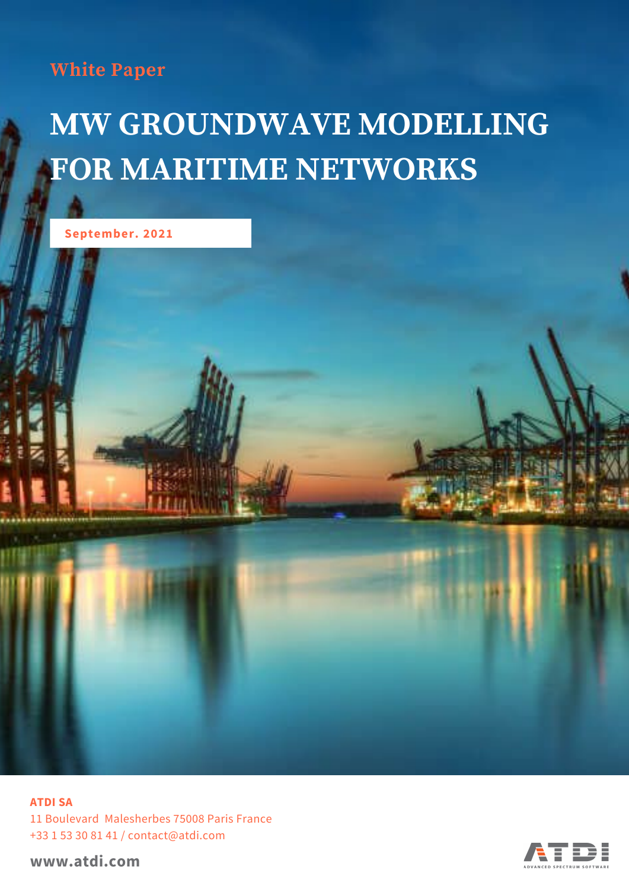White Paper

# MW GROUNDWAVE MODELLING FOR MARITIME NETWORKS

**September. 2021**

**ATDI SA**

11 Boulevard Malesherbes 75008 Paris France

+33 1 53 30 81 41 / contact@atdi.com

**www.atdi.com**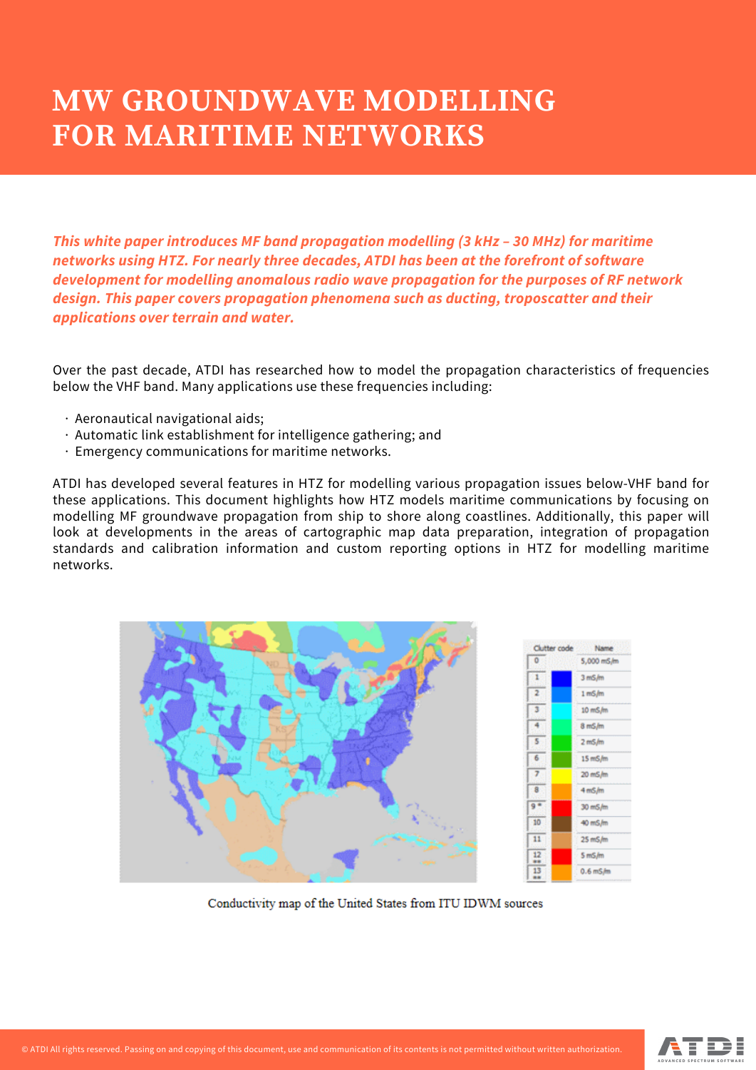# MW GROUNDWAVE MODELLING FOR MARITIME NETWORKS

*This white paper introduces MF band propagation modelling (3 kHz – 30 MHz) for maritime networks using HTZ. For nearly three decades, ATDI has been at the forefront of software development for modelling anomalous radio wave propagation for the purposes of RF network design. This paper covers propagation phenomena such as ducting, troposcatter and their applications over terrain and water.*

Over the past decade, ATDI has researched how to model the propagation characteristics of frequencies below the VHF band. Many applications use these frequencies including:

- Aeronautical navigational aids;
- Automatic link establishment for intelligence gathering; and
- Emergency communications for maritime networks.

ATDI has developed several features in HTZ for modelling various propagation issues below-VHF band for these applications. This document highlights how HTZ models maritime communications by focusing on modelling MF groundwave propagation from ship to shore along coastlines. Additionally, this paper will look at developments in the areas of cartographic map data preparation, integration of propagation standards and calibration information and custom reporting options in HTZ for modelling maritime networks.

| Clutter code | Name |
|---|---|
| 0 | 5,000 mS/m |
| 1 | 3 mS/m |
| 2 | 1 mS/m |
| 3 | 10 mS/m |
| 4 | 8 mS/m |
| 5 | 2 mS/m |
| 6 | 15 mS/m |
| 7 | 20 mS/m |
| 8 | 4 mS/m |
| 9 | 30 mS/m |
| 10 | 40 mS/m |
| 11 | 25 mS/m |
| 12 | 5 mS/m |
| 13 | 0.6 mS/m |

Conductivity map of the United States from ITU IDWM sources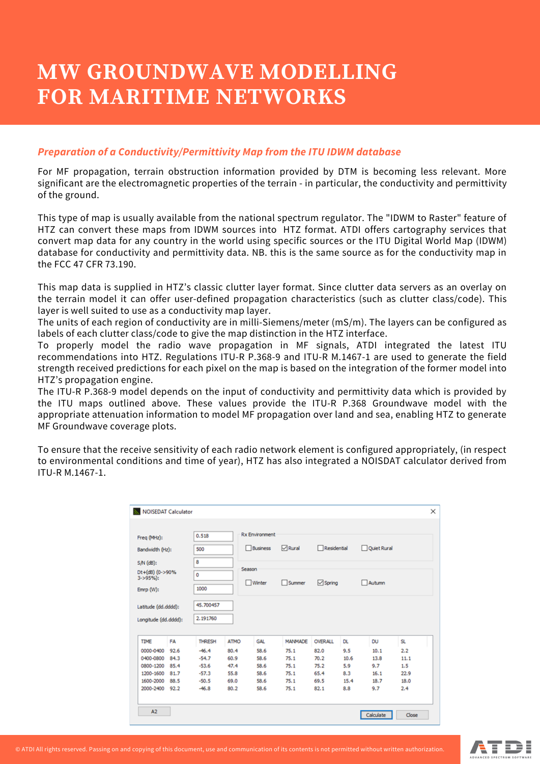# MW GROUNDWAVE MODELLING FOR MARITIME NETWORKS

### *Preparation of a Conductivity/Permittivity Map from the ITU IDWM database*

For MF propagation, terrain obstruction information provided by DTM is becoming less relevant. More significant are the electromagnetic properties of the terrain - in particular, the conductivity and permittivity of the ground.

This type of map is usually available from the national spectrum regulator. The "IDWM to Raster" feature of HTZ can convert these maps from IDWM sources into HTZ format. ATDI offers cartography services that convert map data for any country in the world using specific sources or the ITU Digital World Map (IDWM) database for conductivity and permittivity data. NB. this is the same source as for the conductivity map in the FCC 47 CFR 73.190.

This map data is supplied in HTZ's classic clutter layer format. Since clutter data servers as an overlay on the terrain model it can offer user-defined propagation characteristics (such as clutter class/code). This layer is well suited to use as a conductivity map layer.
The units of each region of conductivity are in milli-Siemens/meter (mS/m). The layers can be configured as labels of each clutter class/code to give the map distinction in the HTZ interface.
To properly model the radio wave propagation in MF signals, ATDI integrated the latest ITU recommendations into HTZ. Regulations ITU-R P.368-9 and ITU-R M.1467-1 are used to generate the field strength received predictions for each pixel on the map is based on the integration of the former model into HTZ's propagation engine.
The ITU-R P.368-9 model depends on the input of conductivity and permittivity data which is provided by the ITU maps outlined above. These values provide the ITU-R P.368 Groundwave model with the appropriate attenuation information to model MF propagation over land and sea, enabling HTZ to generate MF Groundwave coverage plots.

To ensure that the receive sensitivity of each radio network element is configured appropriately, (in respect to environmental conditions and time of year), HTZ has also integrated a NOISDAT calculator derived from ITU-R M.1467-1.

NOISEDAT Calculator

Freq (MHz): 0.518
Bandwidth (Hz): 500
S/N (dB): 8
Dt+(dB) (0->90% 3->95%): 0
Emrp (W): 1000
Latitude (dd.dddd): 45.700457
Longitude (dd.dddd): 2.191760

Rx Environment: Business, Rural (checked), Residential, Quiet Rural
Season: Winter, Summer, Spring (checked), Autumn

| TIME | FA | THRESH | ATMO | GAL | MANMADE | OVERALL | DL | DU | SL |
|---|---|---|---|---|---|---|---|---|---|
| 0000-0400 | 92.6 | -46.4 | 80.4 | 58.6 | 75.1 | 82.0 | 9.5 | 10.1 | 2.2 |
| 0400-0800 | 84.3 | -54.7 | 60.9 | 58.6 | 75.1 | 70.2 | 10.6 | 13.8 | 11.1 |
| 0800-1200 | 85.4 | -53.6 | 47.4 | 58.6 | 75.1 | 75.2 | 5.9 | 9.7 | 1.5 |
| 1200-1600 | 81.7 | -57.3 | 55.8 | 58.6 | 75.1 | 65.4 | 8.3 | 16.1 | 22.9 |
| 1600-2000 | 88.5 | -50.5 | 69.0 | 58.6 | 75.1 | 69.5 | 15.4 | 18.7 | 18.0 |
| 2000-2400 | 92.2 | -46.8 | 80.2 | 58.6 | 75.1 | 82.1 | 8.8 | 9.7 | 2.4 |

A2 | Calculate | Close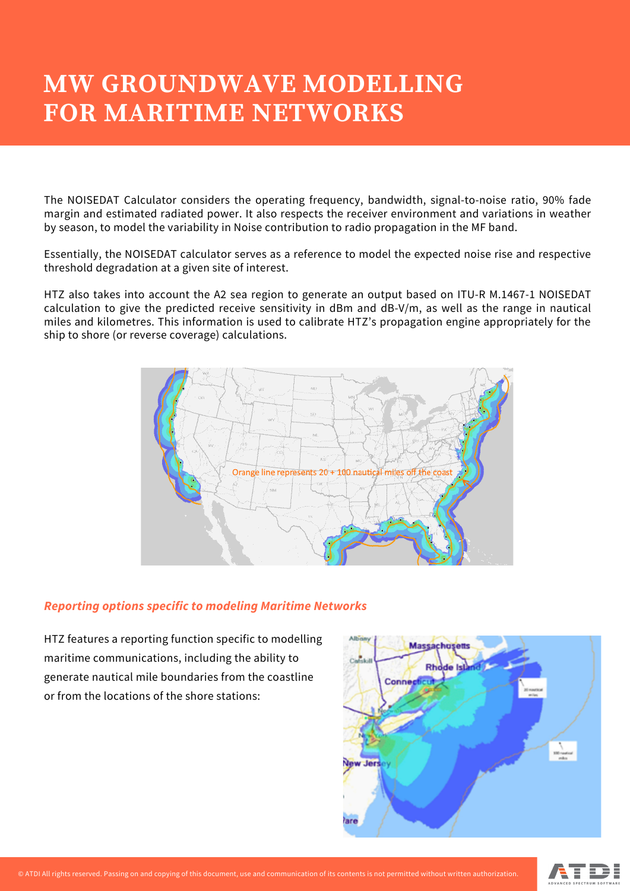# MW GROUNDWAVE MODELLING FOR MARITIME NETWORKS

The NOISEDAT Calculator considers the operating frequency, bandwidth, signal-to-noise ratio, 90% fade margin and estimated radiated power. It also respects the receiver environment and variations in weather by season, to model the variability in Noise contribution to radio propagation in the MF band.

Essentially, the NOISEDAT calculator serves as a reference to model the expected noise rise and respective threshold degradation at a given site of interest.

HTZ also takes into account the A2 sea region to generate an output based on ITU-R M.1467-1 NOISEDAT calculation to give the predicted receive sensitivity in dBm and dB-V/m, as well as the range in nautical miles and kilometres. This information is used to calibrate HTZ's propagation engine appropriately for the ship to shore (or reverse coverage) calculations.

Orange line represents 20 + 100 nautical miles off the coast

### *Reporting options specific to modeling Maritime Networks*

HTZ features a reporting function specific to modelling maritime communications, including the ability to generate nautical mile boundaries from the coastline or from the locations of the shore stations: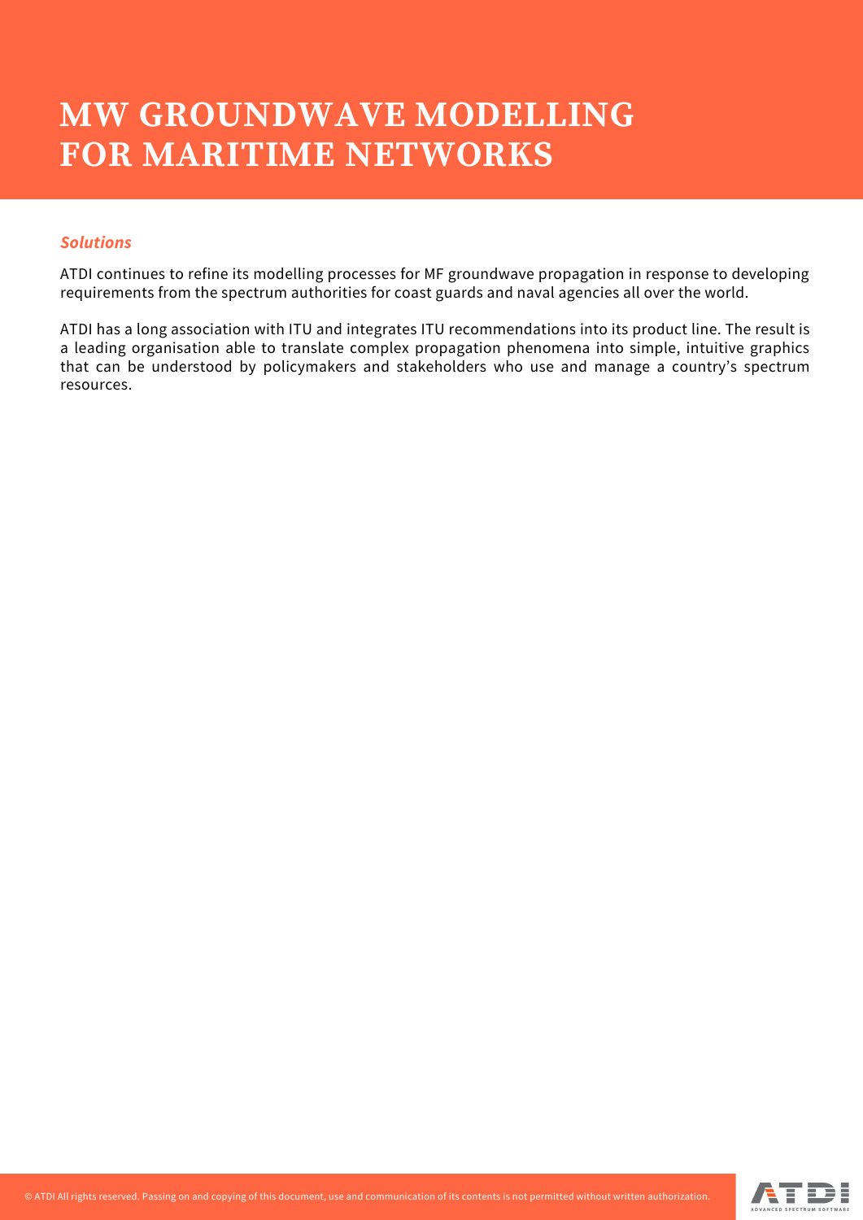# MW GROUNDWAVE MODELLING FOR MARITIME NETWORKS

***Solutions***

ATDI continues to refine its modelling processes for MF groundwave propagation in response to developing requirements from the spectrum authorities for coast guards and naval agencies all over the world.

ATDI has a long association with ITU and integrates ITU recommendations into its product line. The result is a leading organisation able to translate complex propagation phenomena into simple, intuitive graphics that can be understood by policymakers and stakeholders who use and manage a country's spectrum resources.